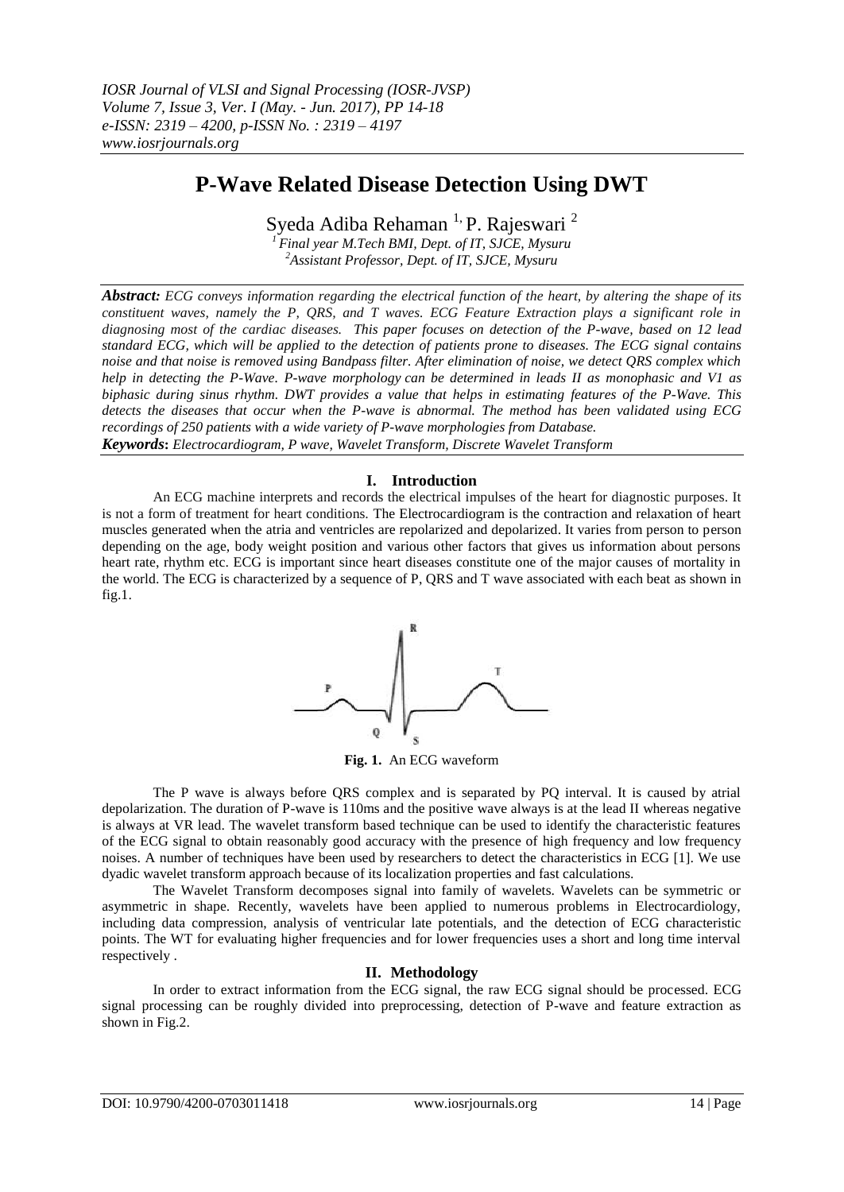# P-Wave Related Disease Detection Using DWT

Syeda Adiba Rehaman [1], P. Rajeswari [2]

[1] *Final year M.Tech BMI, Dept. of IT, SJCE, Mysuru*
[2] *Assistant Professor, Dept. of IT, SJCE, Mysuru*

***Abstract:*** *ECG conveys information regarding the electrical function of the heart, by altering the shape of its constituent waves, namely the P, QRS, and T waves. ECG Feature Extraction plays a significant role in diagnosing most of the cardiac diseases. This paper focuses on detection of the P-wave, based on 12 lead standard ECG, which will be applied to the detection of patients prone to diseases. The ECG signal contains noise and that noise is removed using Bandpass filter. After elimination of noise, we detect QRS complex which help in detecting the P-Wave. P-wave morphology can be determined in leads II as monophasic and V1 as biphasic during sinus rhythm. DWT provides a value that helps in estimating features of the P-Wave. This detects the diseases that occur when the P-wave is abnormal. The method has been validated using ECG recordings of 250 patients with a wide variety of P-wave morphologies from Database.*

***Keywords*****:** *Electrocardiogram, P wave, Wavelet Transform, Discrete Wavelet Transform*

## I. Introduction

An ECG machine interprets and records the electrical impulses of the heart for diagnostic purposes. It is not a form of treatment for heart conditions. The Electrocardiogram is the contraction and relaxation of heart muscles generated when the atria and ventricles are repolarized and depolarized. It varies from person to person depending on the age, body weight position and various other factors that gives us information about persons heart rate, rhythm etc. ECG is important since heart diseases constitute one of the major causes of mortality in the world. The ECG is characterized by a sequence of P, QRS and T wave associated with each beat as shown in fig.1.

**Fig. 1.** An ECG waveform

The P wave is always before QRS complex and is separated by PQ interval. It is caused by atrial depolarization. The duration of P-wave is 110ms and the positive wave always is at the lead II whereas negative is always at VR lead. The wavelet transform based technique can be used to identify the characteristic features of the ECG signal to obtain reasonably good accuracy with the presence of high frequency and low frequency noises. A number of techniques have been used by researchers to detect the characteristics in ECG [1]. We use dyadic wavelet transform approach because of its localization properties and fast calculations.

The Wavelet Transform decomposes signal into family of wavelets. Wavelets can be symmetric or asymmetric in shape. Recently, wavelets have been applied to numerous problems in Electrocardiology, including data compression, analysis of ventricular late potentials, and the detection of ECG characteristic points. The WT for evaluating higher frequencies and for lower frequencies uses a short and long time interval respectively .

## II. Methodology

In order to extract information from the ECG signal, the raw ECG signal should be processed. ECG signal processing can be roughly divided into preprocessing, detection of P-wave and feature extraction as shown in Fig.2.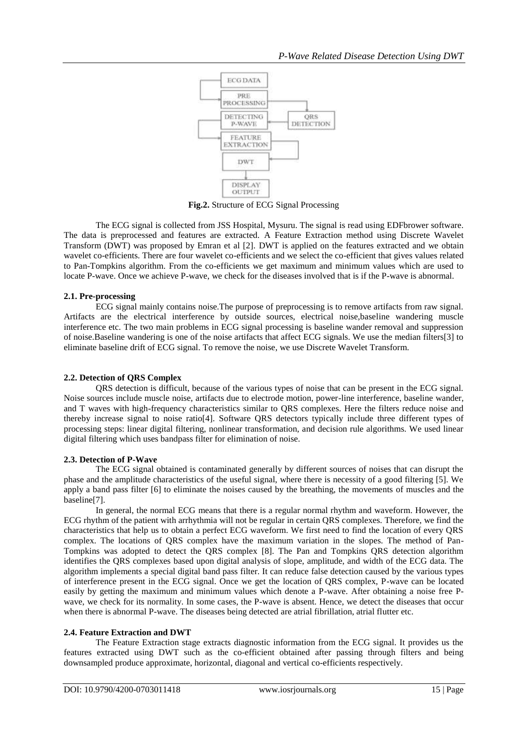**Fig.2.** Structure of ECG Signal Processing

The ECG signal is collected from JSS Hospital, Mysuru. The signal is read using EDFbrower software. The data is preprocessed and features are extracted. A Feature Extraction method using Discrete Wavelet Transform (DWT) was proposed by Emran et al [2]. DWT is applied on the features extracted and we obtain wavelet co-efficients. There are four wavelet co-efficients and we select the co-efficient that gives values related to Pan-Tompkins algorithm. From the co-efficients we get maximum and minimum values which are used to locate P-wave. Once we achieve P-wave, we check for the diseases involved that is if the P-wave is abnormal.

### 2.1. Pre-processing

ECG signal mainly contains noise.The purpose of preprocessing is to remove artifacts from raw signal. Artifacts are the electrical interference by outside sources, electrical noise,baseline wandering muscle interference etc. The two main problems in ECG signal processing is baseline wander removal and suppression of noise.Baseline wandering is one of the noise artifacts that affect ECG signals. We use the median filters[3] to eliminate baseline drift of ECG signal. To remove the noise, we use Discrete Wavelet Transform.

### 2.2. Detection of QRS Complex

QRS detection is difficult, because of the various types of noise that can be present in the ECG signal. Noise sources include muscle noise, artifacts due to electrode motion, power-line interference, baseline wander, and T waves with high-frequency characteristics similar to QRS complexes. Here the filters reduce noise and thereby increase signal to noise ratio[4]. Software QRS detectors typically include three different types of processing steps: linear digital filtering, nonlinear transformation, and decision rule algorithms. We used linear digital filtering which uses bandpass filter for elimination of noise.

### 2.3. Detection of P-Wave

The ECG signal obtained is contaminated generally by different sources of noises that can disrupt the phase and the amplitude characteristics of the useful signal, where there is necessity of a good filtering [5]. We apply a band pass filter [6] to eliminate the noises caused by the breathing, the movements of muscles and the baseline[7].

In general, the normal ECG means that there is a regular normal rhythm and waveform. However, the ECG rhythm of the patient with arrhythmia will not be regular in certain QRS complexes. Therefore, we find the characteristics that help us to obtain a perfect ECG waveform. We first need to find the location of every QRS complex. The locations of QRS complex have the maximum variation in the slopes. The method of Pan-Tompkins was adopted to detect the QRS complex [8]. The Pan and Tompkins QRS detection algorithm identifies the QRS complexes based upon digital analysis of slope, amplitude, and width of the ECG data. The algorithm implements a special digital band pass filter. It can reduce false detection caused by the various types of interference present in the ECG signal. Once we get the location of QRS complex, P-wave can be located easily by getting the maximum and minimum values which denote a P-wave. After obtaining a noise free P-wave, we check for its normality. In some cases, the P-wave is absent. Hence, we detect the diseases that occur when there is abnormal P-wave. The diseases being detected are atrial fibrillation, atrial flutter etc.

### 2.4. Feature Extraction and DWT

The Feature Extraction stage extracts diagnostic information from the ECG signal. It provides us the features extracted using DWT such as the co-efficient obtained after passing through filters and being downsampled produce approximate, horizontal, diagonal and vertical co-efficients respectively.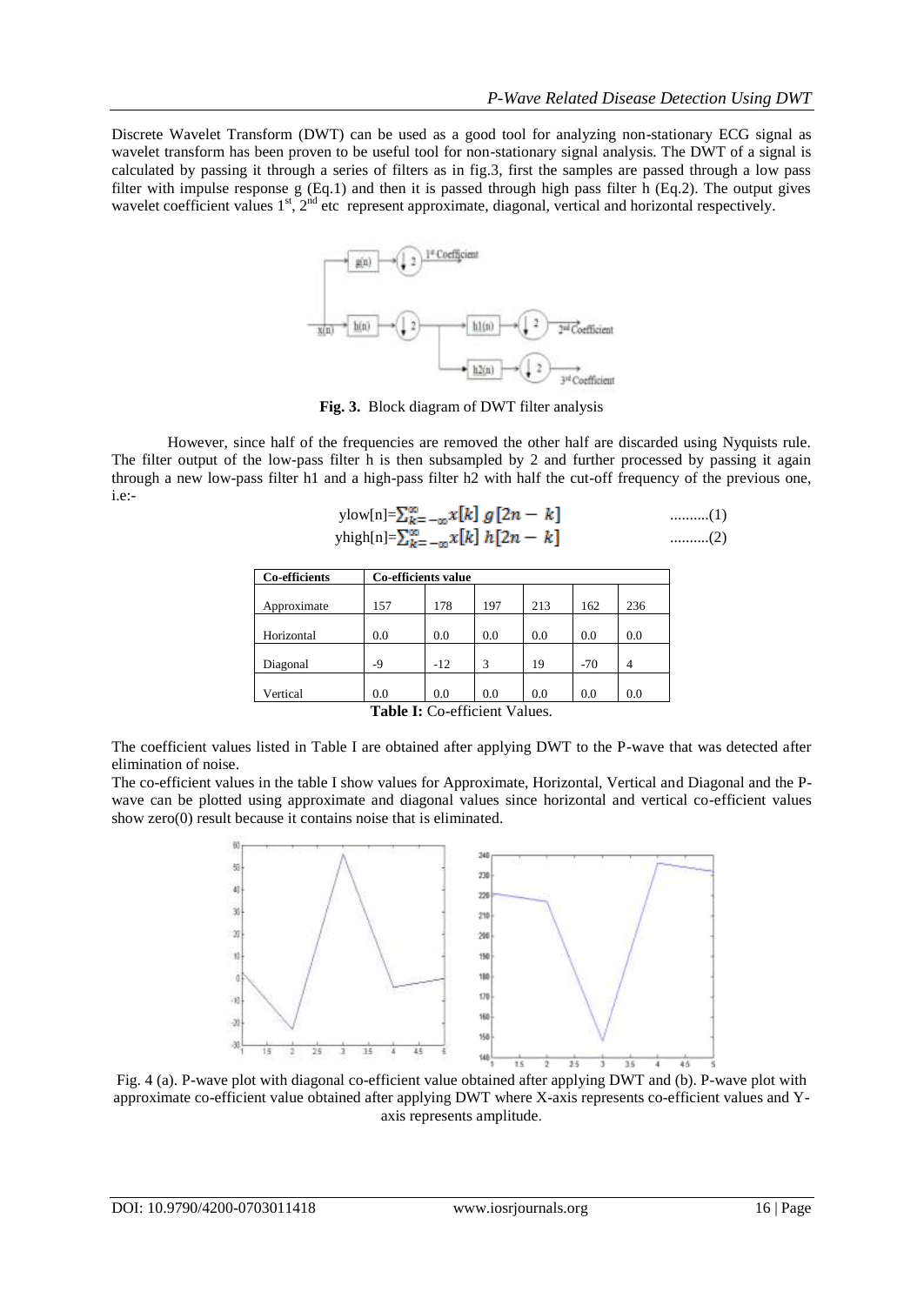Discrete Wavelet Transform (DWT) can be used as a good tool for analyzing non-stationary ECG signal as wavelet transform has been proven to be useful tool for non-stationary signal analysis. The DWT of a signal is calculated by passing it through a series of filters as in fig.3, first the samples are passed through a low pass filter with impulse response g (Eq.1) and then it is passed through high pass filter h (Eq.2). The output gives wavelet coefficient values 1st, 2nd etc represent approximate, diagonal, vertical and horizontal respectively.

**Fig. 3.** Block diagram of DWT filter analysis

However, since half of the frequencies are removed the other half are discarded using Nyquists rule. The filter output of the low-pass filter h is then subsampled by 2 and further processed by passing it again through a new low-pass filter h1 and a high-pass filter h2 with half the cut-off frequency of the previous one, i.e:-

$$y_{low}[n]=\sum_{k=-\infty}^{\infty} x[k]\, g[2n-k] \quad ..........(1)$$

$$y_{high}[n]=\sum_{k=-\infty}^{\infty} x[k]\, h[2n-k] \quad ..........(2)$$

| Co-efficients | Co-efficients value | | | | | |
|---|---|---|---|---|---|---|
| Approximate | 157 | 178 | 197 | 213 | 162 | 236 |
| Horizontal | 0.0 | 0.0 | 0.0 | 0.0 | 0.0 | 0.0 |
| Diagonal | -9 | -12 | 3 | 19 | -70 | 4 |
| Vertical | 0.0 | 0.0 | 0.0 | 0.0 | 0.0 | 0.0 |

**Table I:** Co-efficient Values.

The coefficient values listed in Table I are obtained after applying DWT to the P-wave that was detected after elimination of noise.

The co-efficient values in the table I show values for Approximate, Horizontal, Vertical and Diagonal and the P-wave can be plotted using approximate and diagonal values since horizontal and vertical co-efficient values show zero(0) result because it contains noise that is eliminated.

Fig. 4 (a). P-wave plot with diagonal co-efficient value obtained after applying DWT and (b). P-wave plot with approximate co-efficient value obtained after applying DWT where X-axis represents co-efficient values and Y-axis represents amplitude.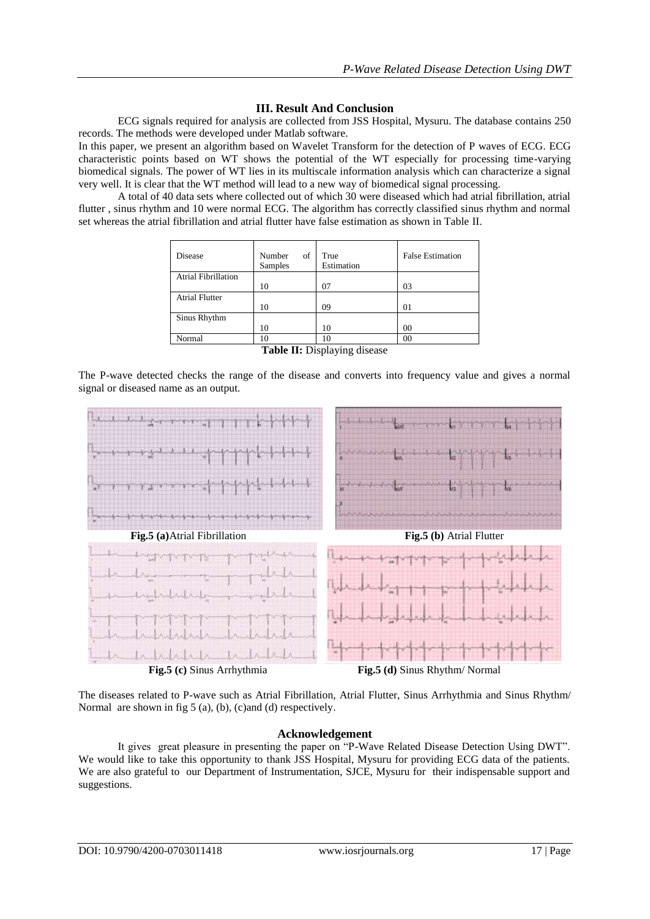## III. Result And Conclusion

ECG signals required for analysis are collected from JSS Hospital, Mysuru. The database contains 250 records. The methods were developed under Matlab software.

In this paper, we present an algorithm based on Wavelet Transform for the detection of P waves of ECG. ECG characteristic points based on WT shows the potential of the WT especially for processing time-varying biomedical signals. The power of WT lies in its multiscale information analysis which can characterize a signal very well. It is clear that the WT method will lead to a new way of biomedical signal processing.

A total of 40 data sets where collected out of which 30 were diseased which had atrial fibrillation, atrial flutter , sinus rhythm and 10 were normal ECG. The algorithm has correctly classified sinus rhythm and normal set whereas the atrial fibrillation and atrial flutter have false estimation as shown in Table II.

| Disease | Number of Samples | True Estimation | False Estimation |
|---|---|---|---|
| Atrial Fibrillation | 10 | 07 | 03 |
| Atrial Flutter | 10 | 09 | 01 |
| Sinus Rhythm | 10 | 10 | 00 |
| Normal | 10 | 10 | 00 |

**Table II:** Displaying disease

The P-wave detected checks the range of the disease and converts into frequency value and gives a normal signal or diseased name as an output.

**Fig.5 (a)** Atrial Fibrillation

**Fig.5 (b)** Atrial Flutter

**Fig.5 (c)** Sinus Arrhythmia

**Fig.5 (d)** Sinus Rhythm/ Normal

The diseases related to P-wave such as Atrial Fibrillation, Atrial Flutter, Sinus Arrhythmia and Sinus Rhythm/ Normal are shown in fig 5 (a), (b), (c)and (d) respectively.

## Acknowledgement

It gives great pleasure in presenting the paper on "P-Wave Related Disease Detection Using DWT". We would like to take this opportunity to thank JSS Hospital, Mysuru for providing ECG data of the patients. We are also grateful to our Department of Instrumentation, SJCE, Mysuru for their indispensable support and suggestions.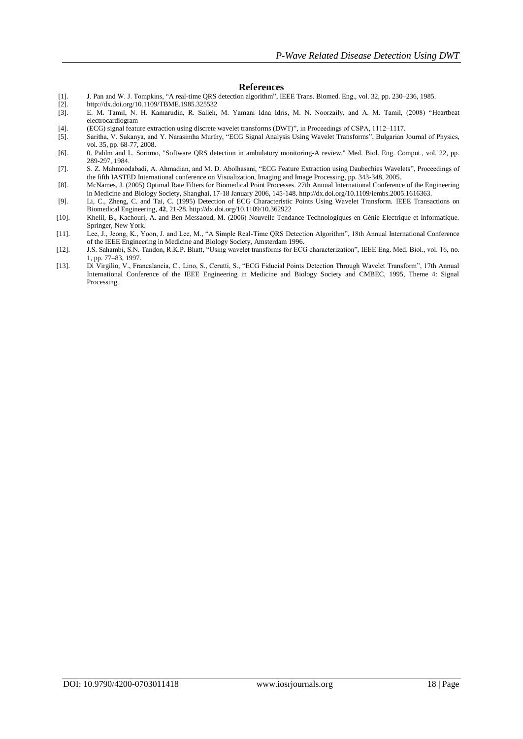# References

[1]. J. Pan and W. J. Tompkins, "A real-time QRS detection algorithm", IEEE Trans. Biomed. Eng., vol. 32, pp. 230–236, 1985.

[2]. http://dx.doi.org/10.1109/TBME.1985.325532

[3]. E. M. Tamil, N. H. Kamarudin, R. Salleh, M. Yamani Idna Idris, M. N. Noorzaily, and A. M. Tamil, (2008) "Heartbeat electrocardiogram

[4]. (ECG) signal feature extraction using discrete wavelet transforms (DWT)", in Proceedings of CSPA, 1112–1117.

[5]. Saritha, V. Sukanya, and Y. Narasimha Murthy, "ECG Signal Analysis Using Wavelet Transforms", Bulgarian Journal of Physics, vol. 35, pp. 68-77, 2008.

[6]. 0. Pahlm and L. Sornmo, "Software QRS detection in ambulatory monitoring-A review," Med. Biol. Eng. Comput., vol. 22, pp. 289-297, 1984.

[7]. S. Z. Mahmoodabadi, A. Ahmadian, and M. D. Abolhasani, "ECG Feature Extraction using Daubechies Wavelets", Proceedings of the fifth IASTED International conference on Visualization, Imaging and Image Processing, pp. 343-348, 2005.

[8]. McNames, J. (2005) Optimal Rate Filters for Biomedical Point Processes. 27th Annual International Conference of the Engineering in Medicine and Biology Society, Shanghai, 17-18 January 2006, 145-148. http://dx.doi.org/10.1109/iembs.2005.1616363.

[9]. Li, C., Zheng, C. and Tai, C. (1995) Detection of ECG Characteristic Points Using Wavelet Transform. IEEE Transactions on Biomedical Engineering, **42**, 21-28. http://dx.doi.org/10.1109/10.362922

[10]. Khelil, B., Kachouri, A. and Ben Messaoud, M. (2006) Nouvelle Tendance Technologiques en Génie Electrique et Informatique. Springer, New York.

[11]. Lee, J., Jeong, K., Yoon, J. and Lee, M., "A Simple Real-Time QRS Detection Algorithm", 18th Annual International Conference of the IEEE Engineering in Medicine and Biology Society, Amsterdam 1996.

[12]. J.S. Sahambi, S.N. Tandon, R.K.P. Bhatt, "Using wavelet transforms for ECG characterization", IEEE Eng. Med. Biol., vol. 16, no. 1, pp. 77–83, 1997.

[13]. Di Virgilio, V., Francalancia, C., Lino, S., Cerutti, S., "ECG Fiducial Points Detection Through Wavelet Transform", 17th Annual International Conference of the IEEE Engineering in Medicine and Biology Society and CMBEC, 1995, Theme 4: Signal Processing.